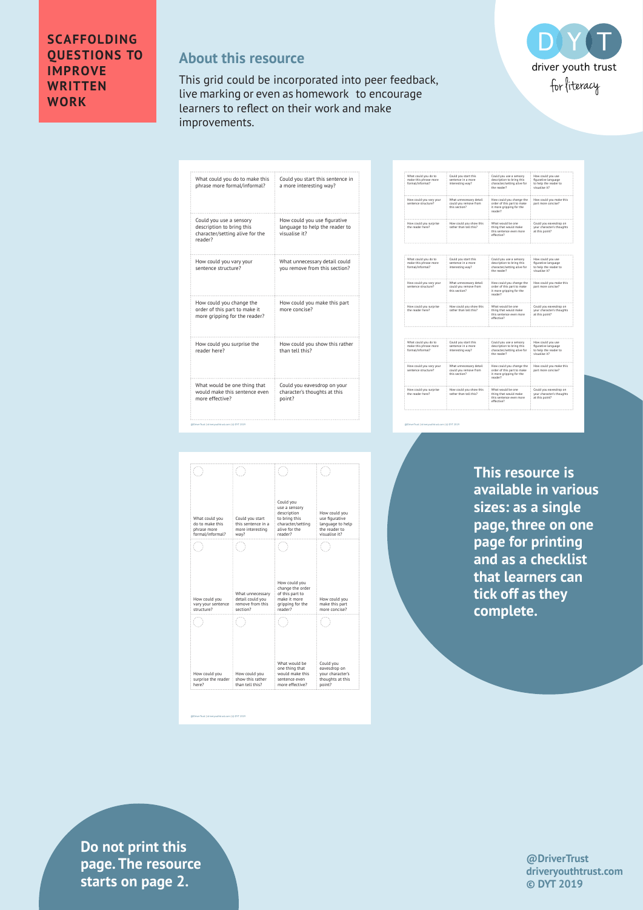# SCAFFOLDING QUESTIONS TO IMPROVE WRITTEN WORK

## About this resource

This grid could be incorporated into peer feedback, live marking or even as homework to encourage learners to reflect on their work and make improvements.

driver youth trust for literacy

| | |
|---|---|
| What could you do to make this phrase more formal/informal? | Could you start this sentence in a more interesting way? |
| Could you use a sensory description to bring this character/setting alive for the reader? | How could you use figurative language to help the reader to visualise it? |
| How could you vary your sentence structure? | What unnecessary detail could you remove from this section? |
| How could you change the order of this part to make it more gripping for the reader? | How could you make this part more concise? |
| How could you surprise the reader here? | How could you show this rather than tell this? |
| What would be one thing that would make this sentence even more effective? | Could you eavesdrop on your character's thoughts at this point? |

| | | | |
|---|---|---|---|
| What could you do to make this phrase more formal/informal? | Could you start this sentence in a more interesting way? | Could you use a sensory description to bring this character/setting alive for the reader? | How could you use figurative language to help the reader to visualise it? |
| How could you vary your sentence structure? | What unnecessary detail could you remove from this section? | How could you change the order of this part to make it more gripping for the reader? | How could you make this part more concise? |
| How could you surprise the reader here? | How could you show this rather than tell this? | What would be one thing that would make this sentence even more effective? | Could you eavesdrop on your character's thoughts at this point? |

**This resource is available in various sizes: as a single page, three on one page for printing and as a checklist that learners can tick off as they complete.**

**Do not print this page. The resource starts on page 2.**

**@DriverTrust**
**driveryouthtrust.com**
**© DYT 2019**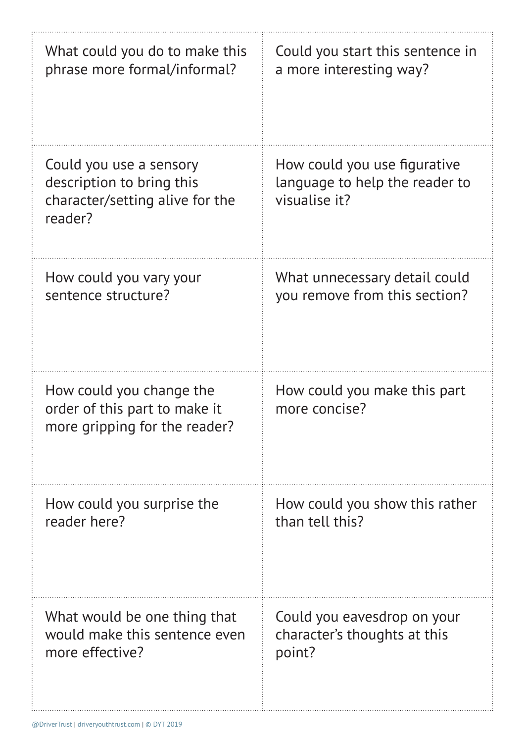| | |
|---|---|
| What could you do to make this phrase more formal/informal? | Could you start this sentence in a more interesting way? |
| Could you use a sensory description to bring this character/setting alive for the reader? | How could you use figurative language to help the reader to visualise it? |
| How could you vary your sentence structure? | What unnecessary detail could you remove from this section? |
| How could you change the order of this part to make it more gripping for the reader? | How could you make this part more concise? |
| How could you surprise the reader here? | How could you show this rather than tell this? |
| What would be one thing that would make this sentence even more effective? | Could you eavesdrop on your character's thoughts at this point? |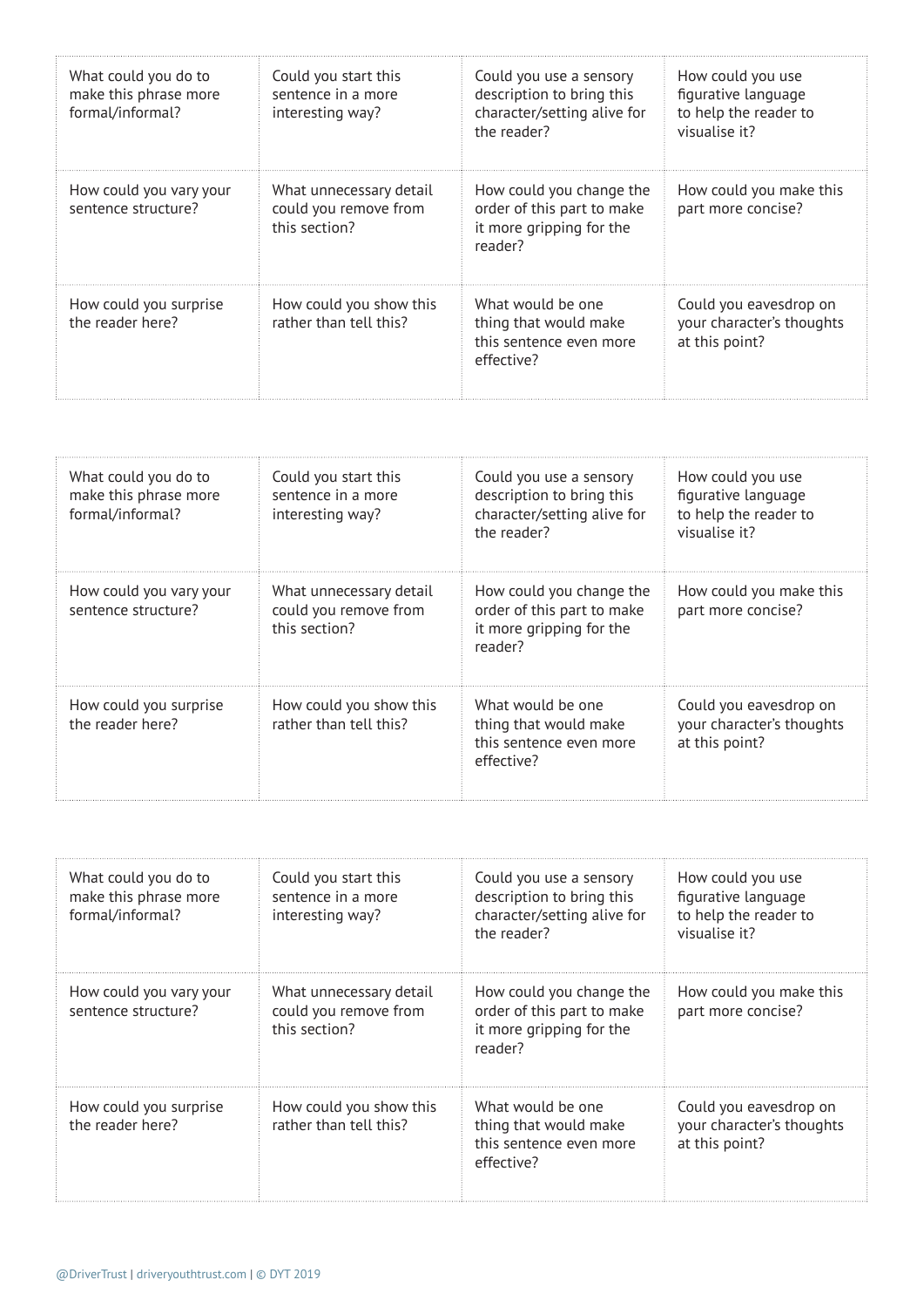| | | | |
|---|---|---|---|
| What could you do to make this phrase more formal/informal? | Could you start this sentence in a more interesting way? | Could you use a sensory description to bring this character/setting alive for the reader? | How could you use figurative language to help the reader to visualise it? |
| How could you vary your sentence structure? | What unnecessary detail could you remove from this section? | How could you change the order of this part to make it more gripping for the reader? | How could you make this part more concise? |
| How could you surprise the reader here? | How could you show this rather than tell this? | What would be one thing that would make this sentence even more effective? | Could you eavesdrop on your character's thoughts at this point? |

| | | | |
|---|---|---|---|
| What could you do to make this phrase more formal/informal? | Could you start this sentence in a more interesting way? | Could you use a sensory description to bring this character/setting alive for the reader? | How could you use figurative language to help the reader to visualise it? |
| How could you vary your sentence structure? | What unnecessary detail could you remove from this section? | How could you change the order of this part to make it more gripping for the reader? | How could you make this part more concise? |
| How could you surprise the reader here? | How could you show this rather than tell this? | What would be one thing that would make this sentence even more effective? | Could you eavesdrop on your character's thoughts at this point? |

| | | | |
|---|---|---|---|
| What could you do to make this phrase more formal/informal? | Could you start this sentence in a more interesting way? | Could you use a sensory description to bring this character/setting alive for the reader? | How could you use figurative language to help the reader to visualise it? |
| How could you vary your sentence structure? | What unnecessary detail could you remove from this section? | How could you change the order of this part to make it more gripping for the reader? | How could you make this part more concise? |
| How could you surprise the reader here? | How could you show this rather than tell this? | What would be one thing that would make this sentence even more effective? | Could you eavesdrop on your character's thoughts at this point? |

@DriverTrust | driveryouthtrust.com | © DYT 2019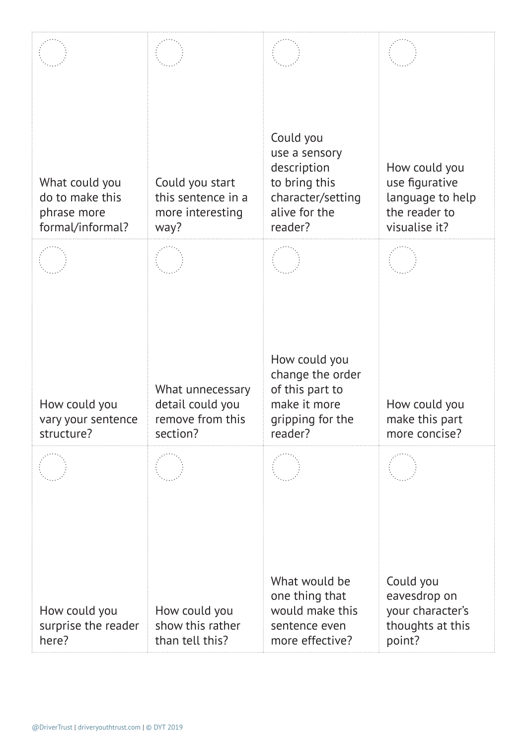| | | | |
|---|---|---|---|
| What could you do to make this phrase more formal/informal? | Could you start this sentence in a more interesting way? | Could you use a sensory description to bring this character/setting alive for the reader? | How could you use figurative language to help the reader to visualise it? |
| How could you vary your sentence structure? | What unnecessary detail could you remove from this section? | How could you change the order of this part to make it more gripping for the reader? | How could you make this part more concise? |
| How could you surprise the reader here? | How could you show this rather than tell this? | What would be one thing that would make this sentence even more effective? | Could you eavesdrop on your character's thoughts at this point? |

@DriverTrust | driveryouthtrust.com | © DYT 2019